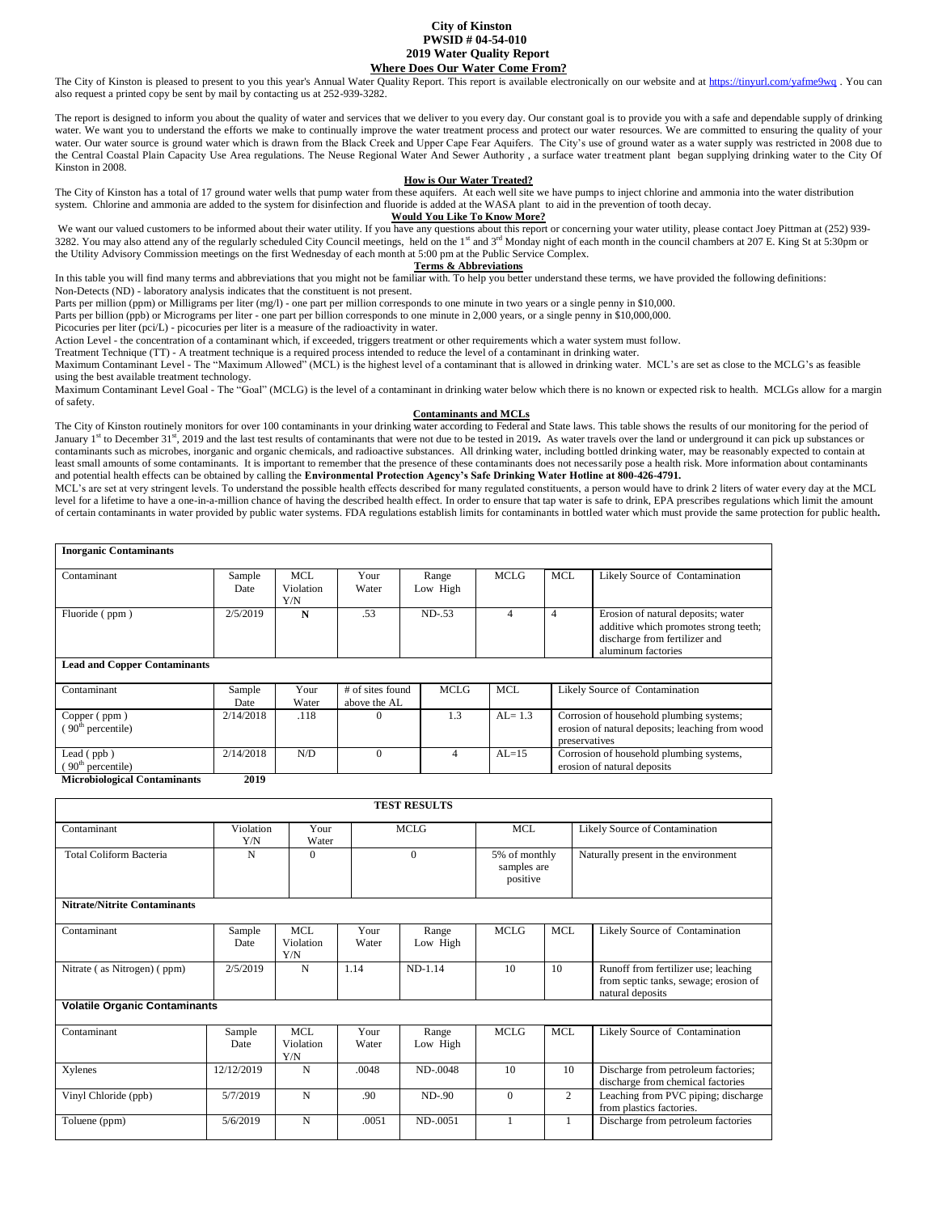# City of Kinston
## PWSID # 04-54-010
## 2019 Water Quality Report

### Where Does Our Water Come From?

The City of Kinston is pleased to present to you this year's Annual Water Quality Report. This report is available electronically on our website and at https://tinyurl.com/yafme9wq . You can also request a printed copy be sent by mail by contacting us at 252-939-3282.

The report is designed to inform you about the quality of water and services that we deliver to you every day. Our constant goal is to provide you with a safe and dependable supply of drinking water. We want you to understand the efforts we make to continually improve the water treatment process and protect our water resources. We are committed to ensuring the quality of your water. Our water source is ground water which is drawn from the Black Creek and Upper Cape Fear Aquifers. The City's use of ground water as a water supply was restricted in 2008 due to the Central Coastal Plain Capacity Use Area regulations. The Neuse Regional Water And Sewer Authority , a surface water treatment plant began supplying drinking water to the City Of Kinston in 2008.

### How is Our Water Treated?

The City of Kinston has a total of 17 ground water wells that pump water from these aquifers. At each well site we have pumps to inject chlorine and ammonia into the water distribution system. Chlorine and ammonia are added to the system for disinfection and fluoride is added at the WASA plant to aid in the prevention of tooth decay.

### Would You Like To Know More?

We want our valued customers to be informed about their water utility. If you have any questions about this report or concerning your water utility, please contact Joey Pittman at (252) 939-3282. You may also attend any of the regularly scheduled City Council meetings, held on the 1st and 3rd Monday night of each month in the council chambers at 207 E. King St at 5:30pm or the Utility Advisory Commission meetings on the first Wednesday of each month at 5:00 pm at the Public Service Complex.

### Terms & Abbreviations

In this table you will find many terms and abbreviations that you might not be familiar with. To help you better understand these terms, we have provided the following definitions:

Non-Detects (ND) - laboratory analysis indicates that the constituent is not present.

Parts per million (ppm) or Milligrams per liter (mg/l) - one part per million corresponds to one minute in two years or a single penny in $10,000.

Parts per billion (ppb) or Micrograms per liter - one part per billion corresponds to one minute in 2,000 years, or a single penny in $10,000,000.

Picocuries per liter (pci/L) - picocuries per liter is a measure of the radioactivity in water.

Action Level - the concentration of a contaminant which, if exceeded, triggers treatment or other requirements which a water system must follow.

Treatment Technique (TT) - A treatment technique is a required process intended to reduce the level of a contaminant in drinking water.

Maximum Contaminant Level - The "Maximum Allowed" (MCL) is the highest level of a contaminant that is allowed in drinking water. MCL's are set as close to the MCLG's as feasible using the best available treatment technology.

Maximum Contaminant Level Goal - The "Goal" (MCLG) is the level of a contaminant in drinking water below which there is no known or expected risk to health. MCLGs allow for a margin of safety.

### Contaminants and MCLs

The City of Kinston routinely monitors for over 100 contaminants in your drinking water according to Federal and State laws. This table shows the results of our monitoring for the period of January 1st to December 31st, 2019 and the last test results of contaminants that were not due to be tested in 2019**.** As water travels over the land or underground it can pick up substances or contaminants such as microbes, inorganic and organic chemicals, and radioactive substances. All drinking water, including bottled drinking water, may be reasonably expected to contain at least small amounts of some contaminants. It is important to remember that the presence of these contaminants does not necessarily pose a health risk. More information about contaminants and potential health effects can be obtained by calling the **Environmental Protection Agency's Safe Drinking Water Hotline at 800-426-4791.**

MCL's are set at very stringent levels. To understand the possible health effects described for many regulated constituents, a person would have to drink 2 liters of water every day at the MCL level for a lifetime to have a one-in-a-million chance of having the described health effect. In order to ensure that tap water is safe to drink, EPA prescribes regulations which limit the amount of certain contaminants in water provided by public water systems. FDA regulations establish limits for contaminants in bottled water which must provide the same protection for public health**.**

**Inorganic Contaminants**

| Contaminant | Sample Date | MCL Violation Y/N | Your Water | Range Low High | MCLG | MCL | Likely Source of Contamination |
|---|---|---|---|---|---|---|---|
| Fluoride ( ppm ) | 2/5/2019 | **N** | .53 | ND-.53 | 4 | 4 | Erosion of natural deposits; water additive which promotes strong teeth; discharge from fertilizer and aluminum factories |

**Lead and Copper Contaminants**

| Contaminant | Sample Date | Your Water | # of sites found above the AL | MCLG | MCL | Likely Source of Contamination |
|---|---|---|---|---|---|---|
| Copper ( ppm ) ( 90th percentile) | 2/14/2018 | .118 | 0 | 1.3 | AL= 1.3 | Corrosion of household plumbing systems; erosion of natural deposits; leaching from wood preservatives |
| Lead ( ppb ) ( 90th percentile) | 2/14/2018 | N/D | 0 | 4 | AL=15 | Corrosion of household plumbing systems, erosion of natural deposits |

**Microbiological Contaminants 2019**

**TEST RESULTS**

| Contaminant | Violation Y/N | Your Water | MCLG | MCL | Likely Source of Contamination |
|---|---|---|---|---|---|
| Total Coliform Bacteria | N | 0 | 0 | 5% of monthly samples are positive | Naturally present in the environment |

**Nitrate/Nitrite Contaminants**

| Contaminant | Sample Date | MCL Violation Y/N | Your Water | Range Low High | MCLG | MCL | Likely Source of Contamination |
|---|---|---|---|---|---|---|---|
| Nitrate ( as Nitrogen) ( ppm) | 2/5/2019 | N | 1.14 | ND-1.14 | 10 | 10 | Runoff from fertilizer use; leaching from septic tanks, sewage; erosion of natural deposits |

**Volatile Organic Contaminants**

| Contaminant | Sample Date | MCL Violation Y/N | Your Water | Range Low High | MCLG | MCL | Likely Source of Contamination |
|---|---|---|---|---|---|---|---|
| Xylenes | 12/12/2019 | N | .0048 | ND-.0048 | 10 | 10 | Discharge from petroleum factories; discharge from chemical factories |
| Vinyl Chloride (ppb) | 5/7/2019 | N | .90 | ND-.90 | 0 | 2 | Leaching from PVC piping; discharge from plastics factories. |
| Toluene (ppm) | 5/6/2019 | N | .0051 | ND-.0051 | 1 | 1 | Discharge from petroleum factories |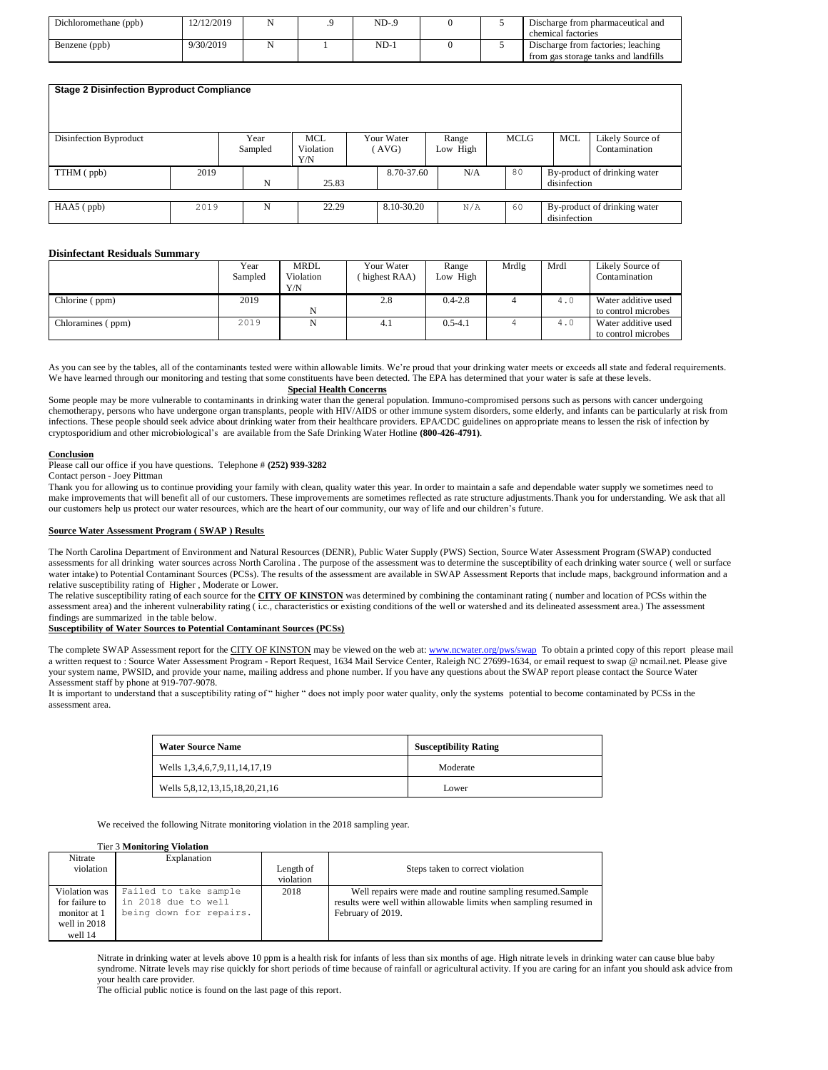| Dichloromethane (ppb) | 12/12/2019 | N | .9 | ND-.9 | 0 | 5 | Discharge from pharmaceutical and chemical factories |
|---|---|---|---|---|---|---|---|
| Benzene (ppb) | 9/30/2019 | N | 1 | ND-1 | 0 | 5 | Discharge from factories; leaching from gas storage tanks and landfills |

**Stage 2 Disinfection Byproduct Compliance**

| Disinfection Byproduct | Year Sampled | MCL Violation Y/N | Your Water (AVG) | Range Low High | MCLG | MCL | Likely Source of Contamination |
|---|---|---|---|---|---|---|---|
| TTHM (ppb) | 2019 | N | 25.83 | 8.70-37.60 | N/A | 80 | By-product of drinking water disinfection |
| HAA5 (ppb) | 2019 | N | 22.29 | 8.10-30.20 | N/A | 60 | By-product of drinking water disinfection |

**Disinfectant Residuals Summary**

| | Year Sampled | MRDL Violation Y/N | Your Water (highest RAA) | Range Low High | Mrdlg | Mrdl | Likely Source of Contamination |
|---|---|---|---|---|---|---|---|
| Chlorine (ppm) | 2019 | N | 2.8 | 0.4-2.8 | 4 | 4.0 | Water additive used to control microbes |
| Chloramines (ppm) | 2019 | N | 4.1 | 0.5-4.1 | 4 | 4.0 | Water additive used to control microbes |

As you can see by the tables, all of the contaminants tested were within allowable limits. We're proud that your drinking water meets or exceeds all state and federal requirements. We have learned through our monitoring and testing that some constituents have been detected. The EPA has determined that your water is safe at these levels.

**Special Health Concerns**

Some people may be more vulnerable to contaminants in drinking water than the general population. Immuno-compromised persons such as persons with cancer undergoing chemotherapy, persons who have undergone organ transplants, people with HIV/AIDS or other immune system disorders, some elderly, and infants can be particularly at risk from infections. These people should seek advice about drinking water from their healthcare providers. EPA/CDC guidelines on appropriate means to lessen the risk of infection by cryptosporidium and other microbiological's are available from the Safe Drinking Water Hotline **(800-426-4791)**.

**Conclusion**

Please call our office if you have questions. Telephone # **(252) 939-3282**

Contact person - Joey Pittman

Thank you for allowing us to continue providing your family with clean, quality water this year. In order to maintain a safe and dependable water supply we sometimes need to make improvements that will benefit all of our customers. These improvements are sometimes reflected as rate structure adjustments.Thank you for understanding. We ask that all our customers help us protect our water resources, which are the heart of our community, our way of life and our children's future.

**Source Water Assessment Program ( SWAP ) Results**

The North Carolina Department of Environment and Natural Resources (DENR), Public Water Supply (PWS) Section, Source Water Assessment Program (SWAP) conducted assessments for all drinking water sources across North Carolina . The purpose of the assessment was to determine the susceptibility of each drinking water source ( well or surface water intake) to Potential Contaminant Sources (PCSs). The results of the assessment are available in SWAP Assessment Reports that include maps, background information and a relative susceptibility rating of Higher , Moderate or Lower.

The relative susceptibility rating of each source for the **CITY OF KINSTON** was determined by combining the contaminant rating ( number and location of PCSs within the assessment area) and the inherent vulnerability rating ( i.e., characteristics or existing conditions of the well or watershed and its delineated assessment area.) The assessment findings are summarized in the table below.

**Susceptibility of Water Sources to Potential Contaminant Sources (PCSs)**

The complete SWAP Assessment report for the CITY OF KINSTON may be viewed on the web at: www.ncwater.org/pws/swap To obtain a printed copy of this report please mail a written request to : Source Water Assessment Program - Report Request, 1634 Mail Service Center, Raleigh NC 27699-1634, or email request to swap @ ncmail.net. Please give your system name, PWSID, and provide your name, mailing address and phone number. If you have any questions about the SWAP report please contact the Source Water Assessment staff by phone at 919-707-9078.

It is important to understand that a susceptibility rating of " higher " does not imply poor water quality, only the systems potential to become contaminated by PCSs in the assessment area.

| Water Source Name | Susceptibility Rating |
|---|---|
| Wells 1,3,4,6,7,9,11,14,17,19 | Moderate |
| Wells 5,8,12,13,15,18,20,21,16 | Lower |

We received the following Nitrate monitoring violation in the 2018 sampling year.

Tier 3 **Monitoring Violation**

| Nitrate violation | Explanation | Length of violation | Steps taken to correct violation |
|---|---|---|---|
| Violation was for failure to monitor at 1 well in 2018 well 14 | Failed to take sample in 2018 due to well being down for repairs. | 2018 | Well repairs were made and routine sampling resumed.Sample results were well within allowable limits when sampling resumed in February of 2019. |

Nitrate in drinking water at levels above 10 ppm is a health risk for infants of less than six months of age. High nitrate levels in drinking water can cause blue baby syndrome. Nitrate levels may rise quickly for short periods of time because of rainfall or agricultural activity. If you are caring for an infant you should ask advice from your health care provider.

The official public notice is found on the last page of this report.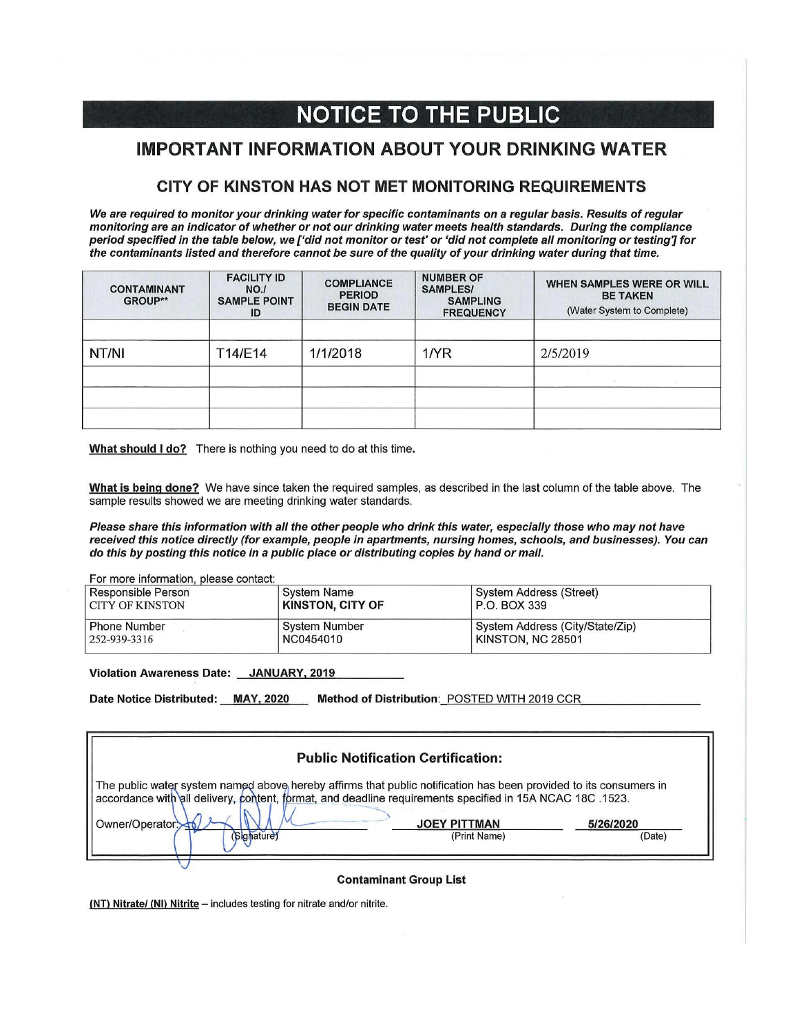# NOTICE TO THE PUBLIC

## IMPORTANT INFORMATION ABOUT YOUR DRINKING WATER

### CITY OF KINSTON HAS NOT MET MONITORING REQUIREMENTS

***We are required to monitor your drinking water for specific contaminants on a regular basis. Results of regular monitoring are an indicator of whether or not our drinking water meets health standards. During the compliance period specified in the table below, we ['did not monitor or test' or 'did not complete all monitoring or testing'] for the contaminants listed and therefore cannot be sure of the quality of your drinking water during that time.***

| CONTAMINANT GROUP** | FACILITY ID NO./ SAMPLE POINT ID | COMPLIANCE PERIOD BEGIN DATE | NUMBER OF SAMPLES/ SAMPLING FREQUENCY | WHEN SAMPLES WERE OR WILL BE TAKEN (Water System to Complete) |
|---|---|---|---|---|
| | | | | |
| NT/NI | T14/E14 | 1/1/2018 | 1/YR | 2/5/2019 |
| | | | | |
| | | | | |
| | | | | |

**What should I do?** There is nothing you need to do at this time.

**What is being done?** We have since taken the required samples, as described in the last column of the table above. The sample results showed we are meeting drinking water standards.

***Please share this information with all the other people who drink this water, especially those who may not have received this notice directly (for example, people in apartments, nursing homes, schools, and businesses). You can do this by posting this notice in a public place or distributing copies by hand or mail.***

For more information, please contact:

| Responsible Person | System Name | System Address (Street) |
|---|---|---|
| CITY OF KINSTON | **KINSTON, CITY OF** | P.O. BOX 339 |
| **Phone Number** | **System Number** | **System Address (City/State/Zip)** |
| 252-939-3316 | NC0454010 | KINSTON, NC 28501 |

**Violation Awareness Date:** JANUARY, 2019

**Date Notice Distributed:** MAY, 2020 **Method of Distribution:** POSTED WITH 2019 CCR

**Public Notification Certification:**

The public water system named above hereby affirms that public notification has been provided to its consumers in accordance with all delivery, content, format, and deadline requirements specified in 15A NCAC 18C .1523.

Owner/Operator: _____ (Signature) **JOEY PITTMAN** (Print Name) **5/26/2020** (Date)

**Contaminant Group List**

**(NT) Nitrate/ (NI) Nitrite** – includes testing for nitrate and/or nitrite.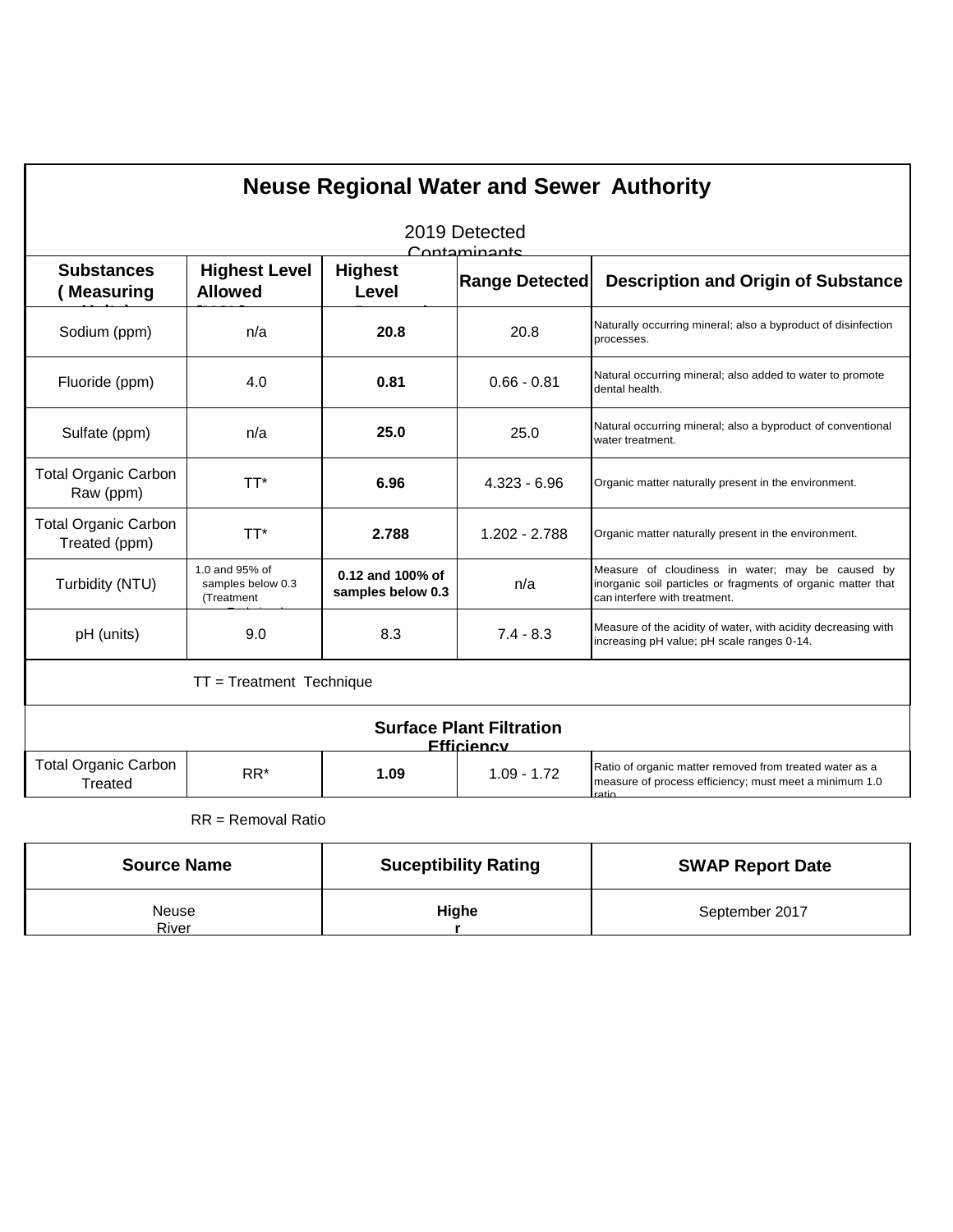# Neuse Regional Water and Sewer Authority

2019 Detected Contaminants

| Substances ( Measuring Units) | Highest Level Allowed [MCL] | Highest Level Detected | Range Detected | Description and Origin of Substance |
|---|---|---|---|---|
| Sodium (ppm) | n/a | **20.8** | 20.8 | Naturally occurring mineral; also a byproduct of disinfection processes. |
| Fluoride (ppm) | 4.0 | **0.81** | 0.66 - 0.81 | Natural occurring mineral; also added to water to promote dental health. |
| Sulfate (ppm) | n/a | **25.0** | 25.0 | Natural occurring mineral; also a byproduct of conventional water treatment. |
| Total Organic Carbon Raw (ppm) | TT* | **6.96** | 4.323 - 6.96 | Organic matter naturally present in the environment. |
| Total Organic Carbon Treated (ppm) | TT* | **2.788** | 1.202 - 2.788 | Organic matter naturally present in the environment. |
| Turbidity (NTU) | 1.0 and 95% of samples below 0.3 (Treatment Technique) | **0.12 and 100% of samples below 0.3** | n/a | Measure of cloudiness in water; may be caused by inorganic soil particles or fragments of organic matter that can interfere with treatment. |
| pH (units) | 9.0 | 8.3 | 7.4 - 8.3 | Measure of the acidity of water, with acidity decreasing with increasing pH value; pH scale ranges 0-14. |

TT = Treatment Technique

**Surface Plant Filtration Efficiency**

| | | | | |
|---|---|---|---|---|
| Total Organic Carbon Treated | RR* | **1.09** | 1.09 - 1.72 | Ratio of organic matter removed from treated water as a measure of process efficiency; must meet a minimum 1.0 ratio. |

RR = Removal Ratio

| Source Name | Suceptibility Rating | SWAP Report Date |
|---|---|---|
| Neuse River | **Higher** | September 2017 |